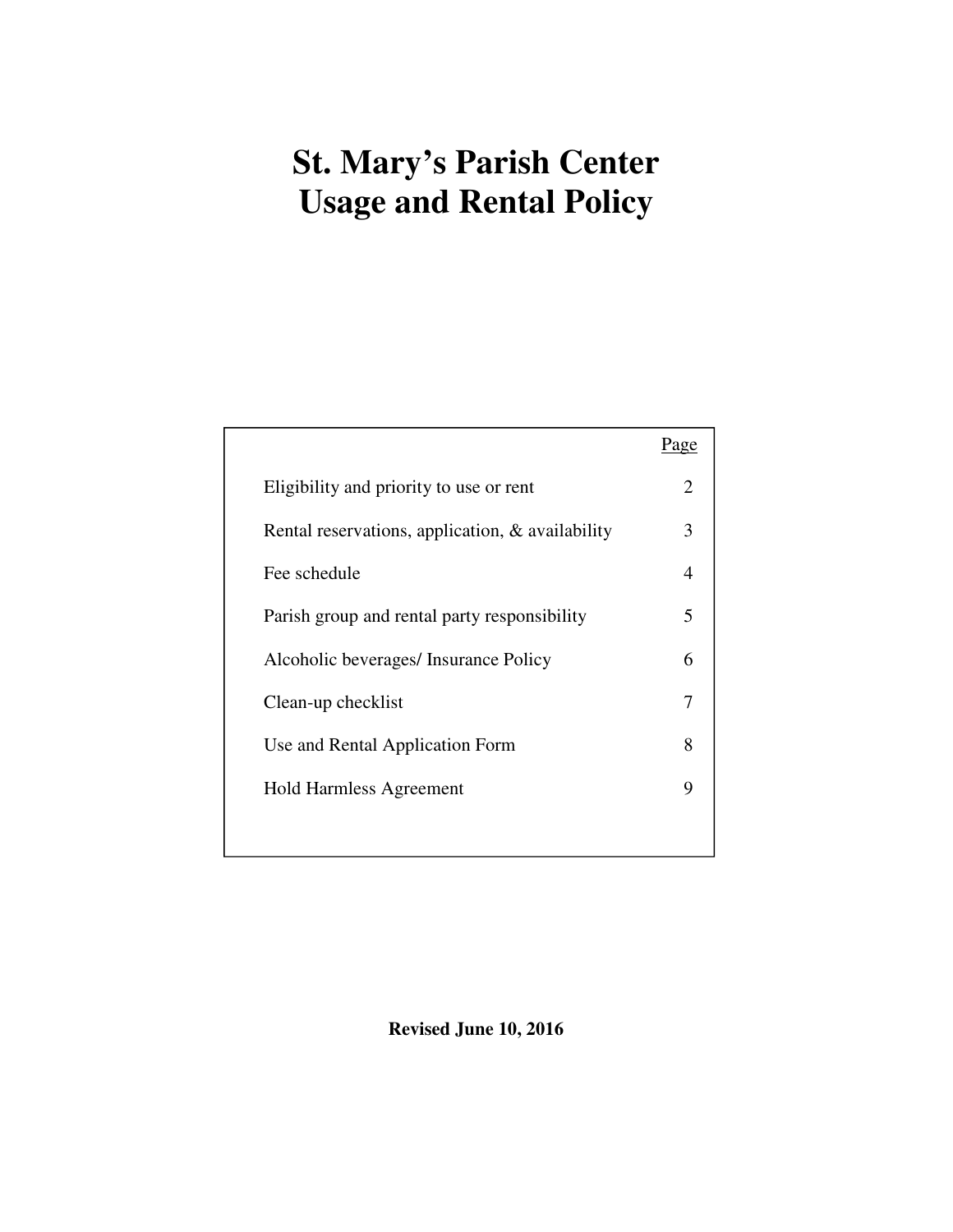# St. Mary's Parish Center Usage and Rental Policy

| | Page |
|---|---|
| Eligibility and priority to use or rent | 2 |
| Rental reservations, application, & availability | 3 |
| Fee schedule | 4 |
| Parish group and rental party responsibility | 5 |
| Alcoholic beverages/ Insurance Policy | 6 |
| Clean-up checklist | 7 |
| Use and Rental Application Form | 8 |
| Hold Harmless Agreement | 9 |

**Revised June 10, 2016**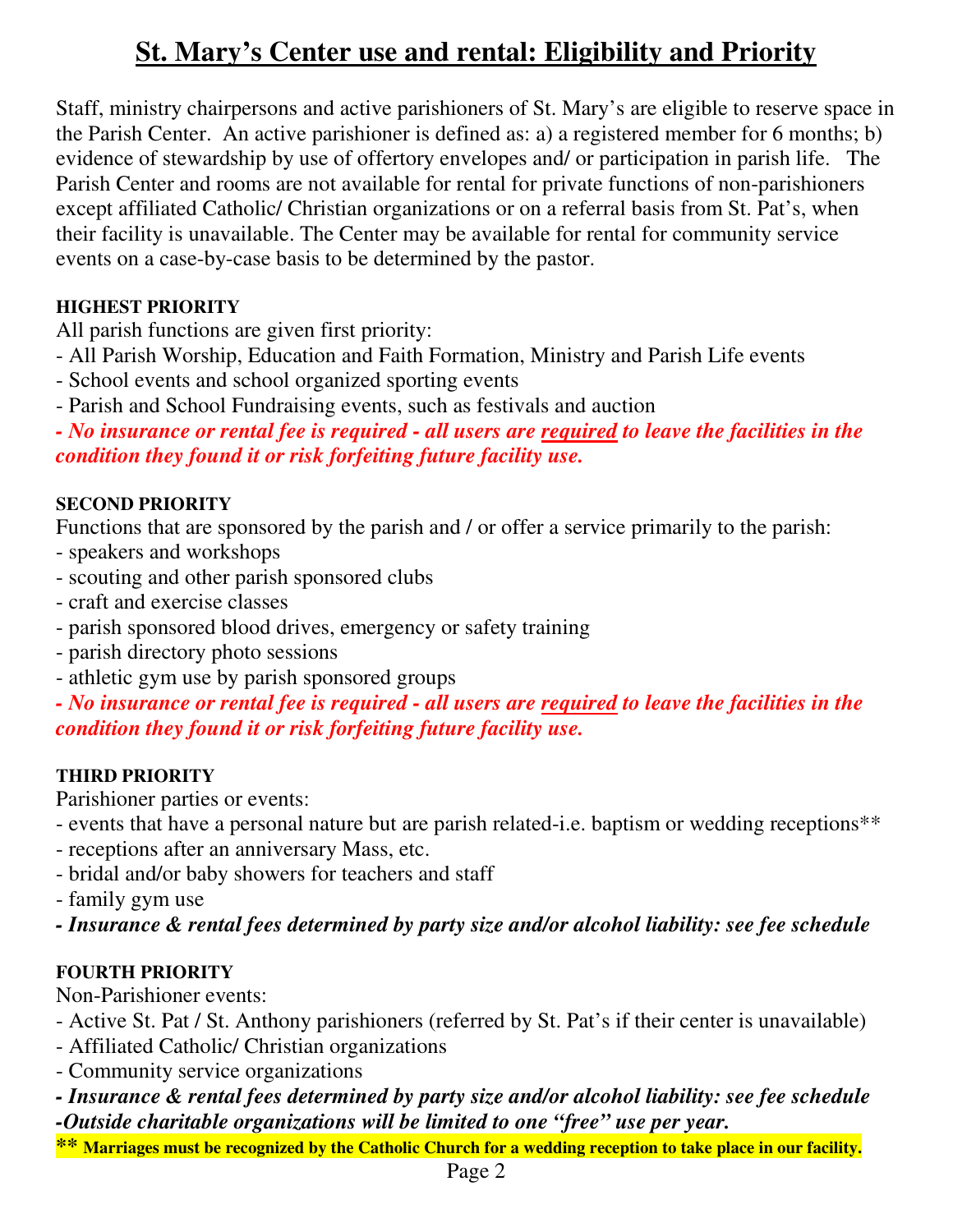# St. Mary's Center use and rental: Eligibility and Priority

Staff, ministry chairpersons and active parishioners of St. Mary's are eligible to reserve space in the Parish Center. An active parishioner is defined as: a) a registered member for 6 months; b) evidence of stewardship by use of offertory envelopes and/ or participation in parish life. The Parish Center and rooms are not available for rental for private functions of non-parishioners except affiliated Catholic/ Christian organizations or on a referral basis from St. Pat's, when their facility is unavailable. The Center may be available for rental for community service events on a case-by-case basis to be determined by the pastor.

**HIGHEST PRIORITY**

All parish functions are given first priority:

- All Parish Worship, Education and Faith Formation, Ministry and Parish Life events
- School events and school organized sporting events
- Parish and School Fundraising events, such as festivals and auction

***- No insurance or rental fee is required - all users are required to leave the facilities in the condition they found it or risk forfeiting future facility use.***

**SECOND PRIORITY**

Functions that are sponsored by the parish and / or offer a service primarily to the parish:

- speakers and workshops
- scouting and other parish sponsored clubs
- craft and exercise classes
- parish sponsored blood drives, emergency or safety training
- parish directory photo sessions
- athletic gym use by parish sponsored groups

***- No insurance or rental fee is required - all users are required to leave the facilities in the condition they found it or risk forfeiting future facility use.***

**THIRD PRIORITY**

Parishioner parties or events:

- events that have a personal nature but are parish related-i.e. baptism or wedding receptions**
- receptions after an anniversary Mass, etc.
- bridal and/or baby showers for teachers and staff
- family gym use

***- Insurance & rental fees determined by party size and/or alcohol liability: see fee schedule***

**FOURTH PRIORITY**

Non-Parishioner events:

- Active St. Pat / St. Anthony parishioners (referred by St. Pat's if their center is unavailable)
- Affiliated Catholic/ Christian organizations
- Community service organizations

***- Insurance & rental fees determined by party size and/or alcohol liability: see fee schedule***
***-Outside charitable organizations will be limited to one "free" use per year.***

**** Marriages must be recognized by the Catholic Church for a wedding reception to take place in our facility.**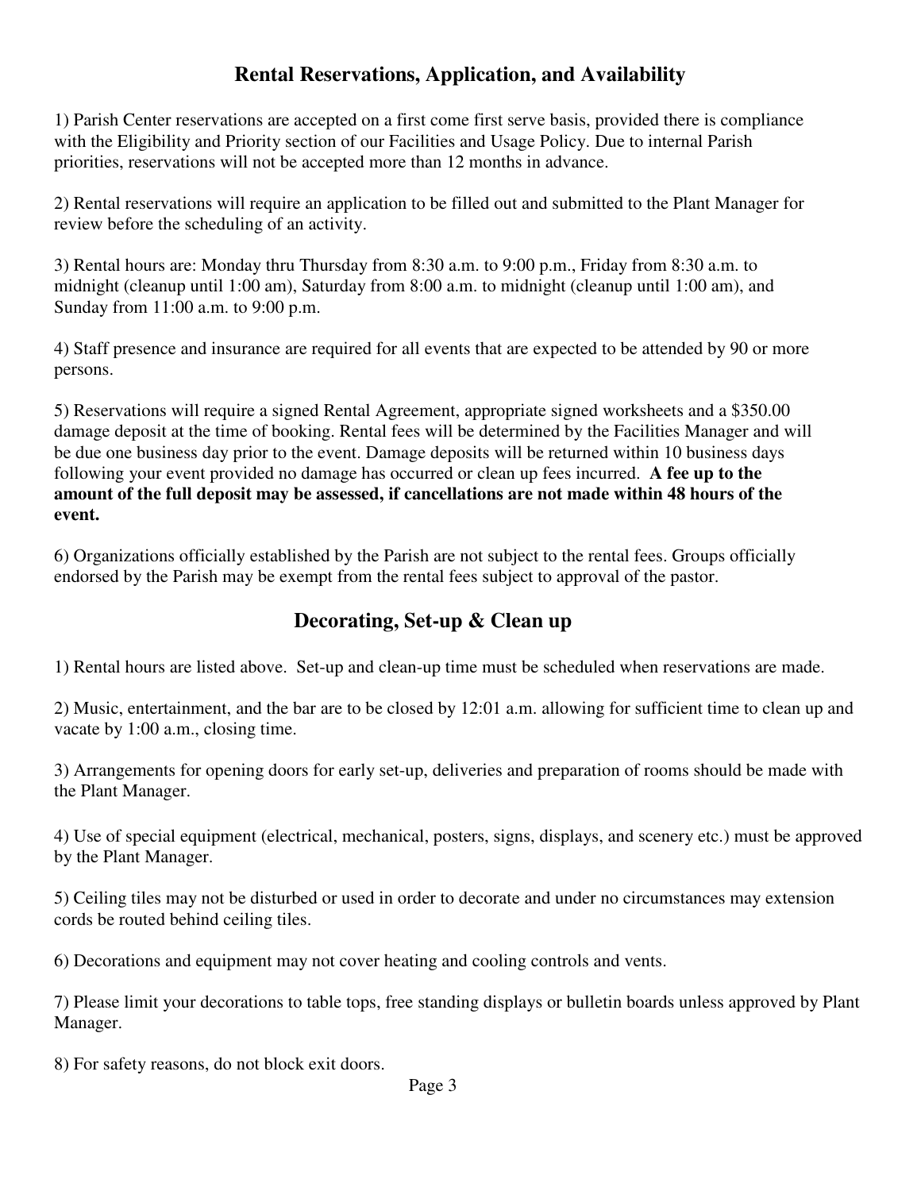## Rental Reservations, Application, and Availability

1) Parish Center reservations are accepted on a first come first serve basis, provided there is compliance with the Eligibility and Priority section of our Facilities and Usage Policy. Due to internal Parish priorities, reservations will not be accepted more than 12 months in advance.

2) Rental reservations will require an application to be filled out and submitted to the Plant Manager for review before the scheduling of an activity.

3) Rental hours are: Monday thru Thursday from 8:30 a.m. to 9:00 p.m., Friday from 8:30 a.m. to midnight (cleanup until 1:00 am), Saturday from 8:00 a.m. to midnight (cleanup until 1:00 am), and Sunday from 11:00 a.m. to 9:00 p.m.

4) Staff presence and insurance are required for all events that are expected to be attended by 90 or more persons.

5) Reservations will require a signed Rental Agreement, appropriate signed worksheets and a $350.00 damage deposit at the time of booking. Rental fees will be determined by the Facilities Manager and will be due one business day prior to the event. Damage deposits will be returned within 10 business days following your event provided no damage has occurred or clean up fees incurred. **A fee up to the amount of the full deposit may be assessed, if cancellations are not made within 48 hours of the event.**

6) Organizations officially established by the Parish are not subject to the rental fees. Groups officially endorsed by the Parish may be exempt from the rental fees subject to approval of the pastor.

## Decorating, Set-up & Clean up

1) Rental hours are listed above. Set-up and clean-up time must be scheduled when reservations are made.

2) Music, entertainment, and the bar are to be closed by 12:01 a.m. allowing for sufficient time to clean up and vacate by 1:00 a.m., closing time.

3) Arrangements for opening doors for early set-up, deliveries and preparation of rooms should be made with the Plant Manager.

4) Use of special equipment (electrical, mechanical, posters, signs, displays, and scenery etc.) must be approved by the Plant Manager.

5) Ceiling tiles may not be disturbed or used in order to decorate and under no circumstances may extension cords be routed behind ceiling tiles.

6) Decorations and equipment may not cover heating and cooling controls and vents.

7) Please limit your decorations to table tops, free standing displays or bulletin boards unless approved by Plant Manager.

8) For safety reasons, do not block exit doors.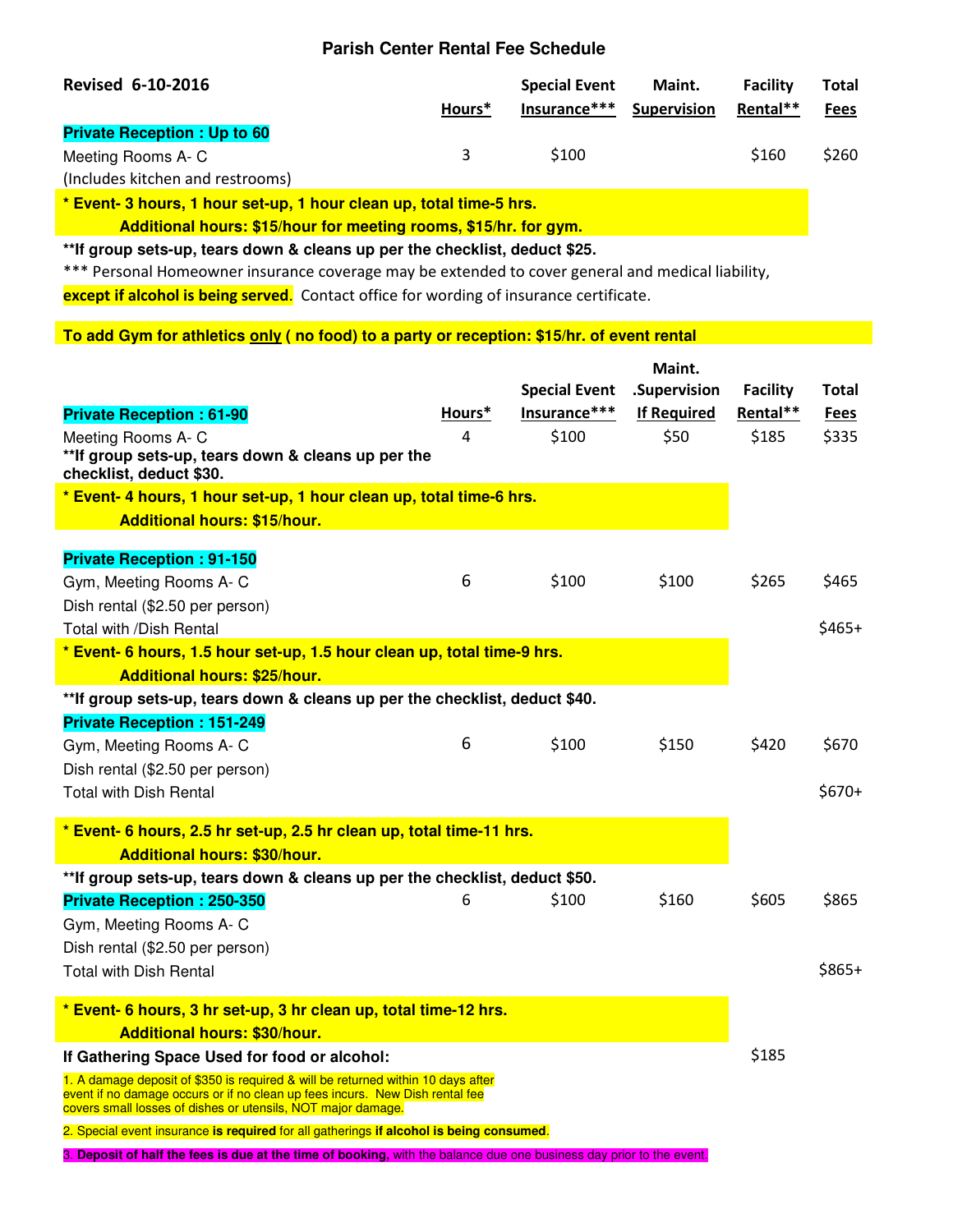## Parish Center Rental Fee Schedule

| Revised 6-10-2016 | Hours* | Special Event Insurance*** | Maint. Supervision | Facility Rental** | Total Fees |
|---|---|---|---|---|---|
| **Private Reception : Up to 60** | | | | | |
| Meeting Rooms A- C | 3 | $100 | | $160 | $260 |
| (Includes kitchen and restrooms) | | | | | |

**\* Event- 3 hours, 1 hour set-up, 1 hour clean up, total time-5 hrs.**
**Additional hours: $15/hour for meeting rooms, $15/hr. for gym.**

**\*\*If group sets-up, tears down & cleans up per the checklist, deduct $25.**

\*\*\* Personal Homeowner insurance coverage may be extended to cover general and medical liability, **except if alcohol is being served**. Contact office for wording of insurance certificate.

**To add Gym for athletics only ( no food) to a party or reception: $15/hr. of event rental**

| **Private Reception : 61-90** | Hours* | Special Event Insurance*** | Maint. .Supervision If Required | Facility Rental** | Total Fees |
|---|---|---|---|---|---|
| Meeting Rooms A- C | 4 | $100 | $50 | $185 | $335 |
| **\*\*If group sets-up, tears down & cleans up per the checklist, deduct $30.** | | | | | |

**\* Event- 4 hours, 1 hour set-up, 1 hour clean up, total time-6 hrs.**
**Additional hours: $15/hour.**

| **Private Reception : 91-150** | | | | | |
|---|---|---|---|---|---|
| Gym, Meeting Rooms A- C | 6 | $100 | $100 | $265 | $465 |
| Dish rental ($2.50 per person) | | | | | |
| Total with /Dish Rental | | | | | $465+ |

**\* Event- 6 hours, 1.5 hour set-up, 1.5 hour clean up, total time-9 hrs.**
**Additional hours: $25/hour.**

**\*\*If group sets-up, tears down & cleans up per the checklist, deduct $40.**

| **Private Reception : 151-249** | | | | | |
|---|---|---|---|---|---|
| Gym, Meeting Rooms A- C | 6 | $100 | $150 | $420 | $670 |
| Dish rental ($2.50 per person) | | | | | |
| Total with Dish Rental | | | | | $670+ |

**\* Event- 6 hours, 2.5 hr set-up, 2.5 hr clean up, total time-11 hrs.**
**Additional hours: $30/hour.**

**\*\*If group sets-up, tears down & cleans up per the checklist, deduct $50.**

| **Private Reception : 250-350** | 6 | $100 | $160 | $605 | $865 |
|---|---|---|---|---|---|
| Gym, Meeting Rooms A- C | | | | | |
| Dish rental ($2.50 per person) | | | | | |
| Total with Dish Rental | | | | | $865+ |

**\* Event- 6 hours, 3 hr set-up, 3 hr clean up, total time-12 hrs.**
**Additional hours: $30/hour.**

**If Gathering Space Used for food or alcohol:** $185

1. A damage deposit of $350 is required & will be returned within 10 days after event if no damage occurs or if no clean up fees incurs. New Dish rental fee covers small losses of dishes or utensils, NOT major damage.
2. Special event insurance **is required** for all gatherings **if alcohol is being consumed**.
3. **Deposit of half the fees is due at the time of booking,** with the balance due one business day prior to the event.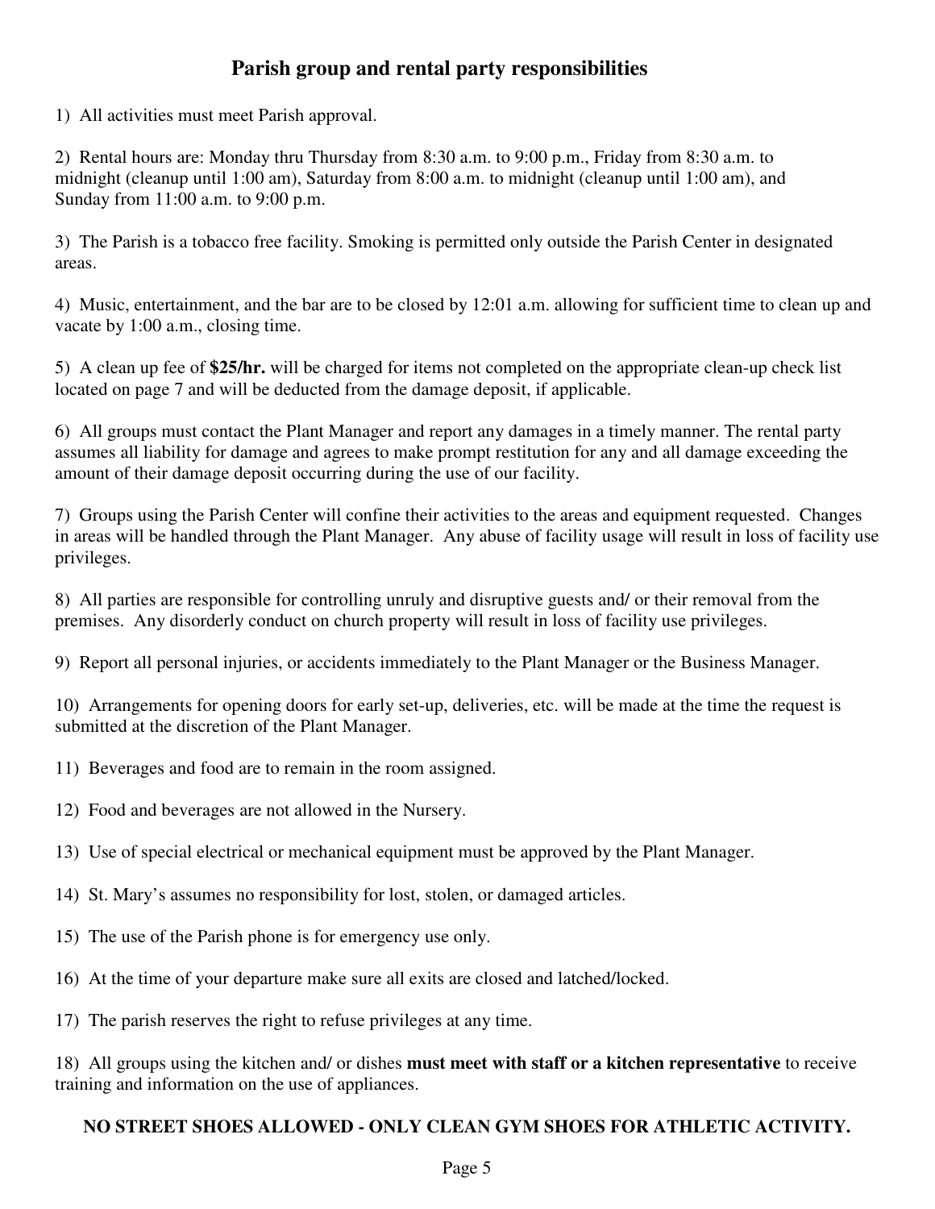## Parish group and rental party responsibilities

1) All activities must meet Parish approval.

2) Rental hours are: Monday thru Thursday from 8:30 a.m. to 9:00 p.m., Friday from 8:30 a.m. to midnight (cleanup until 1:00 am), Saturday from 8:00 a.m. to midnight (cleanup until 1:00 am), and Sunday from 11:00 a.m. to 9:00 p.m.

3) The Parish is a tobacco free facility. Smoking is permitted only outside the Parish Center in designated areas.

4) Music, entertainment, and the bar are to be closed by 12:01 a.m. allowing for sufficient time to clean up and vacate by 1:00 a.m., closing time.

5) A clean up fee of **$25/hr.** will be charged for items not completed on the appropriate clean-up check list located on page 7 and will be deducted from the damage deposit, if applicable.

6) All groups must contact the Plant Manager and report any damages in a timely manner. The rental party assumes all liability for damage and agrees to make prompt restitution for any and all damage exceeding the amount of their damage deposit occurring during the use of our facility.

7) Groups using the Parish Center will confine their activities to the areas and equipment requested. Changes in areas will be handled through the Plant Manager. Any abuse of facility usage will result in loss of facility use privileges.

8) All parties are responsible for controlling unruly and disruptive guests and/ or their removal from the premises. Any disorderly conduct on church property will result in loss of facility use privileges.

9) Report all personal injuries, or accidents immediately to the Plant Manager or the Business Manager.

10) Arrangements for opening doors for early set-up, deliveries, etc. will be made at the time the request is submitted at the discretion of the Plant Manager.

11) Beverages and food are to remain in the room assigned.

12) Food and beverages are not allowed in the Nursery.

13) Use of special electrical or mechanical equipment must be approved by the Plant Manager.

14) St. Mary's assumes no responsibility for lost, stolen, or damaged articles.

15) The use of the Parish phone is for emergency use only.

16) At the time of your departure make sure all exits are closed and latched/locked.

17) The parish reserves the right to refuse privileges at any time.

18) All groups using the kitchen and/ or dishes **must meet with staff or a kitchen representative** to receive training and information on the use of appliances.

**NO STREET SHOES ALLOWED - ONLY CLEAN GYM SHOES FOR ATHLETIC ACTIVITY.**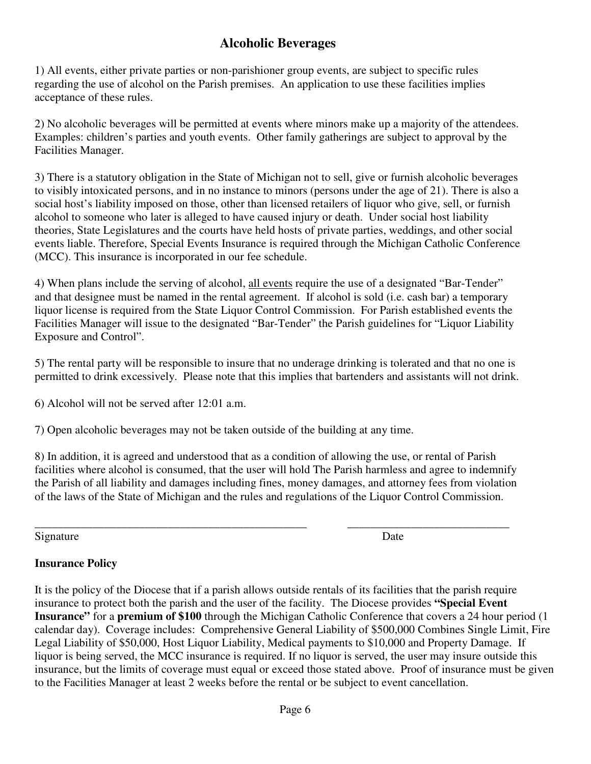## Alcoholic Beverages

1) All events, either private parties or non-parishioner group events, are subject to specific rules regarding the use of alcohol on the Parish premises. An application to use these facilities implies acceptance of these rules.

2) No alcoholic beverages will be permitted at events where minors make up a majority of the attendees. Examples: children's parties and youth events. Other family gatherings are subject to approval by the Facilities Manager.

3) There is a statutory obligation in the State of Michigan not to sell, give or furnish alcoholic beverages to visibly intoxicated persons, and in no instance to minors (persons under the age of 21). There is also a social host's liability imposed on those, other than licensed retailers of liquor who give, sell, or furnish alcohol to someone who later is alleged to have caused injury or death. Under social host liability theories, State Legislatures and the courts have held hosts of private parties, weddings, and other social events liable. Therefore, Special Events Insurance is required through the Michigan Catholic Conference (MCC). This insurance is incorporated in our fee schedule.

4) When plans include the serving of alcohol, <u>all events</u> require the use of a designated "Bar-Tender" and that designee must be named in the rental agreement. If alcohol is sold (i.e. cash bar) a temporary liquor license is required from the State Liquor Control Commission. For Parish established events the Facilities Manager will issue to the designated "Bar-Tender" the Parish guidelines for "Liquor Liability Exposure and Control".

5) The rental party will be responsible to insure that no underage drinking is tolerated and that no one is permitted to drink excessively. Please note that this implies that bartenders and assistants will not drink.

6) Alcohol will not be served after 12:01 a.m.

7) Open alcoholic beverages may not be taken outside of the building at any time.

8) In addition, it is agreed and understood that as a condition of allowing the use, or rental of Parish facilities where alcohol is consumed, that the user will hold The Parish harmless and agree to indemnify the Parish of all liability and damages including fines, money damages, and attorney fees from violation of the laws of the State of Michigan and the rules and regulations of the Liquor Control Commission.

_________________________________________________ Signature

____________________________ Date

**Insurance Policy**

It is the policy of the Diocese that if a parish allows outside rentals of its facilities that the parish require insurance to protect both the parish and the user of the facility. The Diocese provides **"Special Event Insurance"** for a **premium of $100** through the Michigan Catholic Conference that covers a 24 hour period (1 calendar day). Coverage includes: Comprehensive General Liability of $500,000 Combines Single Limit, Fire Legal Liability of $50,000, Host Liquor Liability, Medical payments to $10,000 and Property Damage. If liquor is being served, the MCC insurance is required. If no liquor is served, the user may insure outside this insurance, but the limits of coverage must equal or exceed those stated above. Proof of insurance must be given to the Facilities Manager at least 2 weeks before the rental or be subject to event cancellation.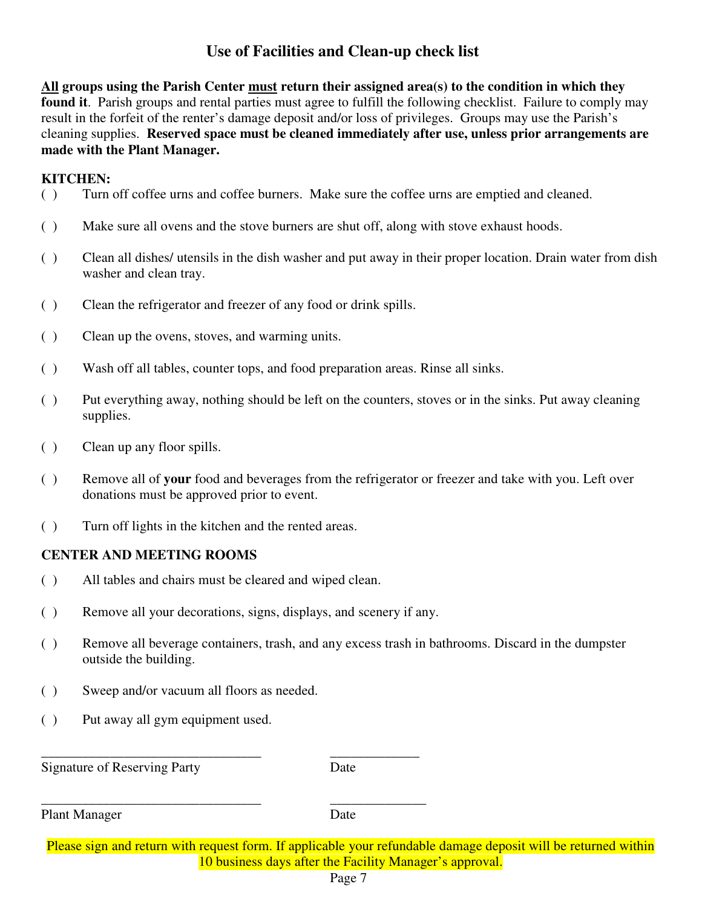# Use of Facilities and Clean-up check list

**<u>All</u> groups using the Parish Center <u>must</u> return their assigned area(s) to the condition in which they found it**. Parish groups and rental parties must agree to fulfill the following checklist. Failure to comply may result in the forfeit of the renter's damage deposit and/or loss of privileges. Groups may use the Parish's cleaning supplies. **Reserved space must be cleaned immediately after use, unless prior arrangements are made with the Plant Manager.**

**KITCHEN:**

( ) Turn off coffee urns and coffee burners. Make sure the coffee urns are emptied and cleaned.

( ) Make sure all ovens and the stove burners are shut off, along with stove exhaust hoods.

( ) Clean all dishes/ utensils in the dish washer and put away in their proper location. Drain water from dish washer and clean tray.

( ) Clean the refrigerator and freezer of any food or drink spills.

( ) Clean up the ovens, stoves, and warming units.

( ) Wash off all tables, counter tops, and food preparation areas. Rinse all sinks.

( ) Put everything away, nothing should be left on the counters, stoves or in the sinks. Put away cleaning supplies.

( ) Clean up any floor spills.

( ) Remove all of **your** food and beverages from the refrigerator or freezer and take with you. Left over donations must be approved prior to event.

( ) Turn off lights in the kitchen and the rented areas.

**CENTER AND MEETING ROOMS**

( ) All tables and chairs must be cleared and wiped clean.

( ) Remove all your decorations, signs, displays, and scenery if any.

( ) Remove all beverage containers, trash, and any excess trash in bathrooms. Discard in the dumpster outside the building.

( ) Sweep and/or vacuum all floors as needed.

( ) Put away all gym equipment used.

_________________________________ _____________

Signature of Reserving Party Date

_________________________________ ______________

Plant Manager Date

Please sign and return with request form. If applicable your refundable damage deposit will be returned within 10 business days after the Facility Manager's approval.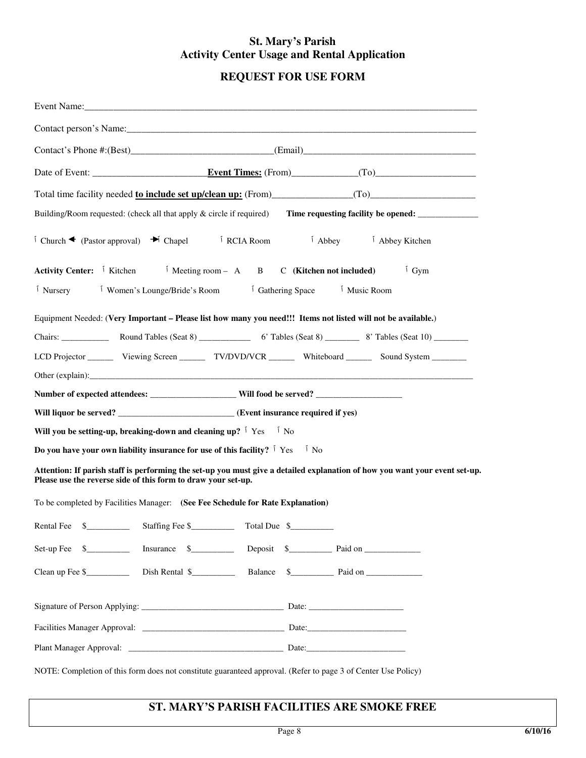# St. Mary's Parish
# Activity Center Usage and Rental Application

## REQUEST FOR USE FORM

Event Name:_______________________________________________________________________________

Contact person's Name:_______________________________________________________________________

Contact's Phone #:(Best)_____________________________(Email)___________________________________

Date of Event: _______________________ **Event Times:** (From)______________(To)____________________

Total time facility needed **to include set up/clean up:** (From)________________(To)______________________

Building/Room requested: (check all that apply & circle if required) **Time requesting facility be opened:** ______________

ĺ Church ◄ (Pastor approval) ► Chapel ĺ RCIA Room ĺ Abbey ĺ Abbey Kitchen

**Activity Center:** ĺ Kitchen ĺ Meeting room – A B C **(Kitchen not included)** ĺ Gym

ĺ Nursery ĺ Women's Lounge/Bride's Room ĺ Gathering Space ĺ Music Room

Equipment Needed: (**Very Important – Please list how many you need!!! Items not listed will not be available.**)

Chairs: ___________ Round Tables (Seat 8) ____________ 6' Tables (Seat 8) ________ 8' Tables (Seat 10) ________

LCD Projector ______ Viewing Screen ______ TV/DVD/VCR ______ Whiteboard ______ Sound System ________

Other (explain):_______________________________________________________________________________

**Number of expected attendees:** ____________________ **Will food be served?** ____________________

**Will liquor be served?** __________________________ **(Event insurance required if yes)**

**Will you be setting-up, breaking-down and cleaning up?** ĺ Yes ĺ No

**Do you have your own liability insurance for use of this facility?** ĺ Yes ĺ No

**Attention: If parish staff is performing the set-up you must give a detailed explanation of how you want your event set-up. Please use the reverse side of this form to draw your set-up.**

To be completed by Facilities Manager: **(See Fee Schedule for Rate Explanation)**

Rental Fee $__________ Staffing Fee $__________ Total Due $__________

Set-up Fee $__________ Insurance $__________ Deposit $__________ Paid on _____________

Clean up Fee $__________ Dish Rental $__________ Balance $__________ Paid on _____________

Signature of Person Applying: _________________________________ Date: ______________________

Facilities Manager Approval: _________________________________ Date:______________________

Plant Manager Approval: ___________________________________ Date:______________________

NOTE: Completion of this form does not constitute guaranteed approval. (Refer to page 3 of Center Use Policy)

**ST. MARY'S PARISH FACILITIES ARE SMOKE FREE**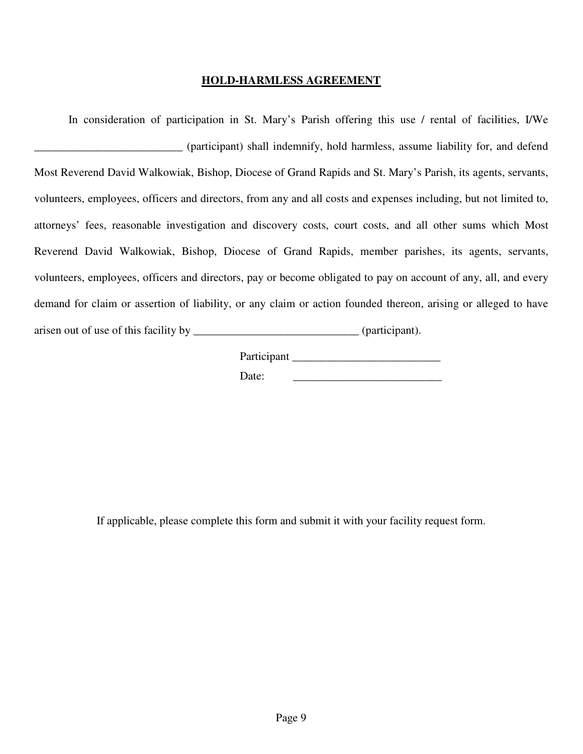**HOLD-HARMLESS AGREEMENT**

In consideration of participation in St. Mary's Parish offering this use / rental of facilities, I/We __________________________ (participant) shall indemnify, hold harmless, assume liability for, and defend Most Reverend David Walkowiak, Bishop, Diocese of Grand Rapids and St. Mary's Parish, its agents, servants, volunteers, employees, officers and directors, from any and all costs and expenses including, but not limited to, attorneys' fees, reasonable investigation and discovery costs, court costs, and all other sums which Most Reverend David Walkowiak, Bishop, Diocese of Grand Rapids, member parishes, its agents, servants, volunteers, employees, officers and directors, pay or become obligated to pay on account of any, all, and every demand for claim or assertion of liability, or any claim or action founded thereon, arising or alleged to have arisen out of use of this facility by _____________________________ (participant).

Participant __________________________

Date: __________________________

If applicable, please complete this form and submit it with your facility request form.